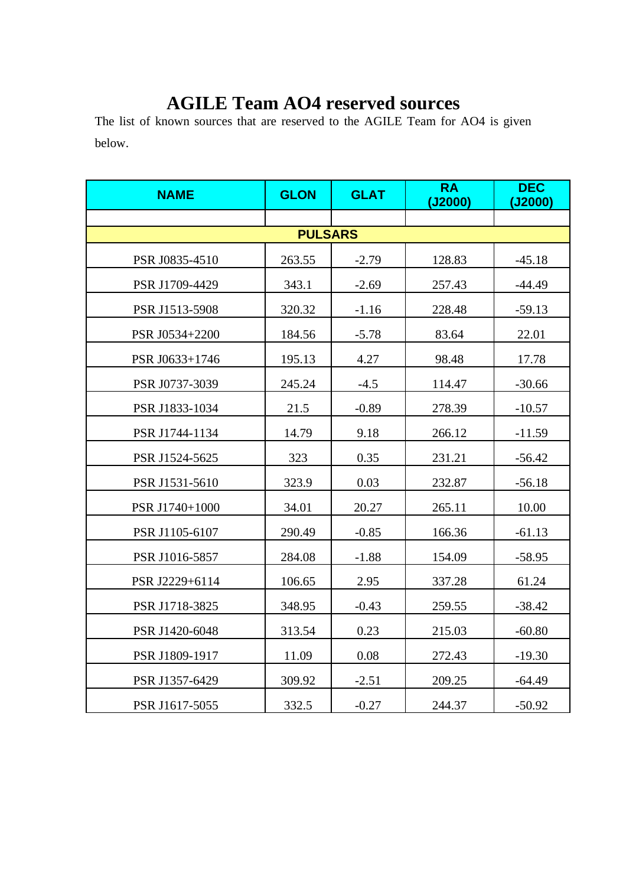# AGILE Team AO4 reserved sources

The list of known sources that are reserved to the AGILE Team for AO4 is given below.

| NAME | GLON | GLAT | RA (J2000) | DEC (J2000) |
|---|---|---|---|---|
| | | | | |
| **PULSARS** | | | | |
| PSR J0835-4510 | 263.55 | -2.79 | 128.83 | -45.18 |
| PSR J1709-4429 | 343.1 | -2.69 | 257.43 | -44.49 |
| PSR J1513-5908 | 320.32 | -1.16 | 228.48 | -59.13 |
| PSR J0534+2200 | 184.56 | -5.78 | 83.64 | 22.01 |
| PSR J0633+1746 | 195.13 | 4.27 | 98.48 | 17.78 |
| PSR J0737-3039 | 245.24 | -4.5 | 114.47 | -30.66 |
| PSR J1833-1034 | 21.5 | -0.89 | 278.39 | -10.57 |
| PSR J1744-1134 | 14.79 | 9.18 | 266.12 | -11.59 |
| PSR J1524-5625 | 323 | 0.35 | 231.21 | -56.42 |
| PSR J1531-5610 | 323.9 | 0.03 | 232.87 | -56.18 |
| PSR J1740+1000 | 34.01 | 20.27 | 265.11 | 10.00 |
| PSR J1105-6107 | 290.49 | -0.85 | 166.36 | -61.13 |
| PSR J1016-5857 | 284.08 | -1.88 | 154.09 | -58.95 |
| PSR J2229+6114 | 106.65 | 2.95 | 337.28 | 61.24 |
| PSR J1718-3825 | 348.95 | -0.43 | 259.55 | -38.42 |
| PSR J1420-6048 | 313.54 | 0.23 | 215.03 | -60.80 |
| PSR J1809-1917 | 11.09 | 0.08 | 272.43 | -19.30 |
| PSR J1357-6429 | 309.92 | -2.51 | 209.25 | -64.49 |
| PSR J1617-5055 | 332.5 | -0.27 | 244.37 | -50.92 |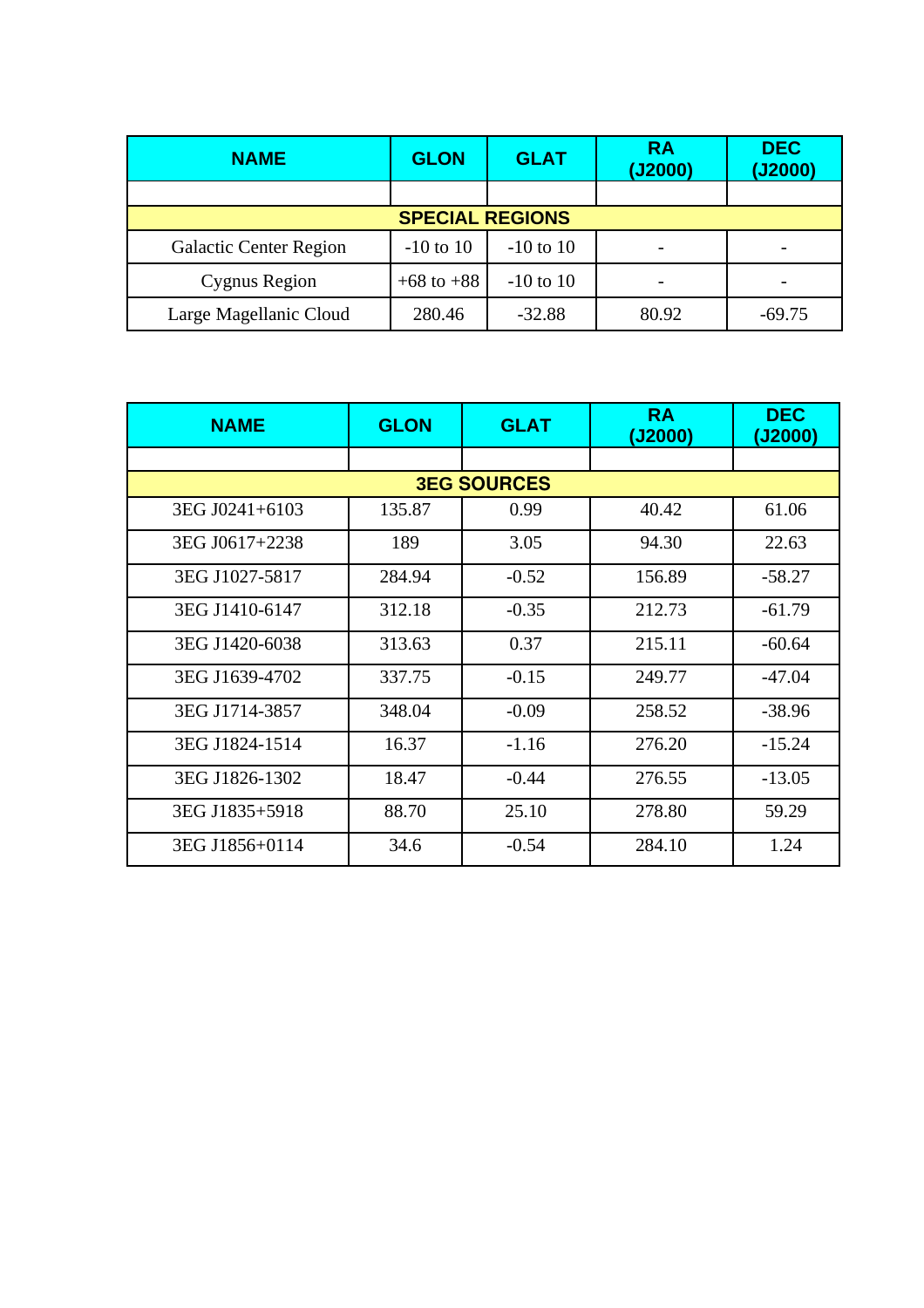| NAME | GLON | GLAT | RA (J2000) | DEC (J2000) |
|---|---|---|---|---|
| | | | | |
| **SPECIAL REGIONS** | | | | |
| Galactic Center Region | -10 to 10 | -10 to 10 | - | - |
| Cygnus Region | +68 to +88 | -10 to 10 | - | - |
| Large Magellanic Cloud | 280.46 | -32.88 | 80.92 | -69.75 |

| NAME | GLON | GLAT | RA (J2000) | DEC (J2000) |
|---|---|---|---|---|
| | | | | |
| **3EG SOURCES** | | | | |
| 3EG J0241+6103 | 135.87 | 0.99 | 40.42 | 61.06 |
| 3EG J0617+2238 | 189 | 3.05 | 94.30 | 22.63 |
| 3EG J1027-5817 | 284.94 | -0.52 | 156.89 | -58.27 |
| 3EG J1410-6147 | 312.18 | -0.35 | 212.73 | -61.79 |
| 3EG J1420-6038 | 313.63 | 0.37 | 215.11 | -60.64 |
| 3EG J1639-4702 | 337.75 | -0.15 | 249.77 | -47.04 |
| 3EG J1714-3857 | 348.04 | -0.09 | 258.52 | -38.96 |
| 3EG J1824-1514 | 16.37 | -1.16 | 276.20 | -15.24 |
| 3EG J1826-1302 | 18.47 | -0.44 | 276.55 | -13.05 |
| 3EG J1835+5918 | 88.70 | 25.10 | 278.80 | 59.29 |
| 3EG J1856+0114 | 34.6 | -0.54 | 284.10 | 1.24 |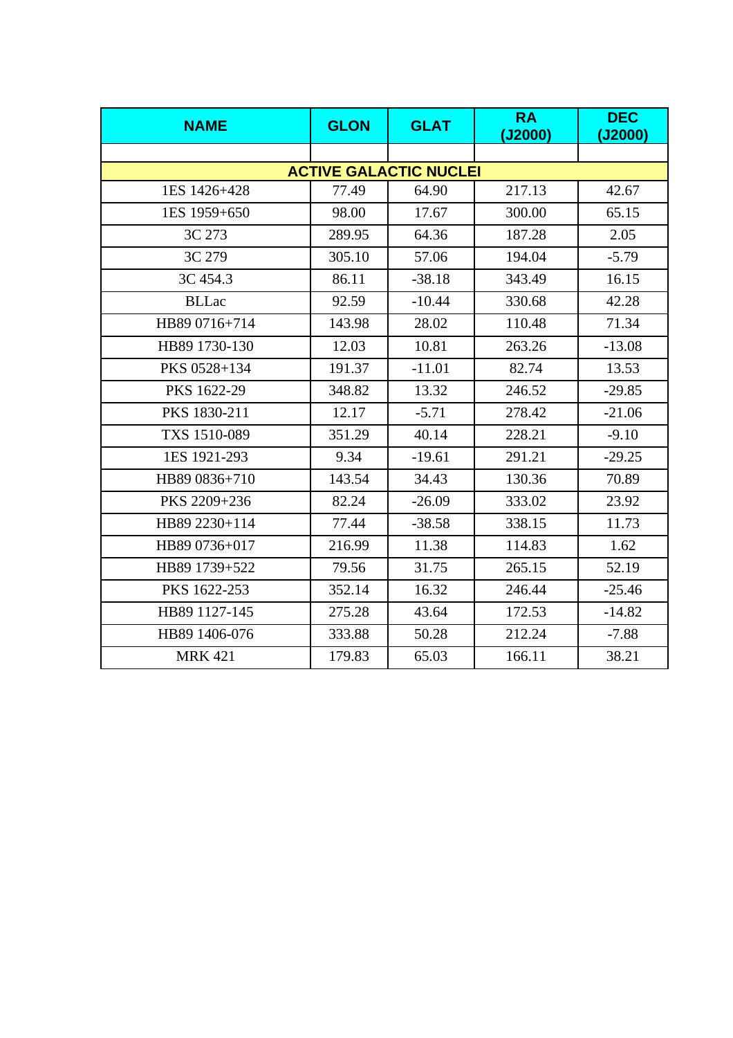| NAME | GLON | GLAT | RA (J2000) | DEC (J2000) |
|---|---|---|---|---|
| | | | | |
| **ACTIVE GALACTIC NUCLEI** | | | | |
| 1ES 1426+428 | 77.49 | 64.90 | 217.13 | 42.67 |
| 1ES 1959+650 | 98.00 | 17.67 | 300.00 | 65.15 |
| 3C 273 | 289.95 | 64.36 | 187.28 | 2.05 |
| 3C 279 | 305.10 | 57.06 | 194.04 | -5.79 |
| 3C 454.3 | 86.11 | -38.18 | 343.49 | 16.15 |
| BLLac | 92.59 | -10.44 | 330.68 | 42.28 |
| HB89 0716+714 | 143.98 | 28.02 | 110.48 | 71.34 |
| HB89 1730-130 | 12.03 | 10.81 | 263.26 | -13.08 |
| PKS 0528+134 | 191.37 | -11.01 | 82.74 | 13.53 |
| PKS 1622-29 | 348.82 | 13.32 | 246.52 | -29.85 |
| PKS 1830-211 | 12.17 | -5.71 | 278.42 | -21.06 |
| TXS 1510-089 | 351.29 | 40.14 | 228.21 | -9.10 |
| 1ES 1921-293 | 9.34 | -19.61 | 291.21 | -29.25 |
| HB89 0836+710 | 143.54 | 34.43 | 130.36 | 70.89 |
| PKS 2209+236 | 82.24 | -26.09 | 333.02 | 23.92 |
| HB89 2230+114 | 77.44 | -38.58 | 338.15 | 11.73 |
| HB89 0736+017 | 216.99 | 11.38 | 114.83 | 1.62 |
| HB89 1739+522 | 79.56 | 31.75 | 265.15 | 52.19 |
| PKS 1622-253 | 352.14 | 16.32 | 246.44 | -25.46 |
| HB89 1127-145 | 275.28 | 43.64 | 172.53 | -14.82 |
| HB89 1406-076 | 333.88 | 50.28 | 212.24 | -7.88 |
| MRK 421 | 179.83 | 65.03 | 166.11 | 38.21 |